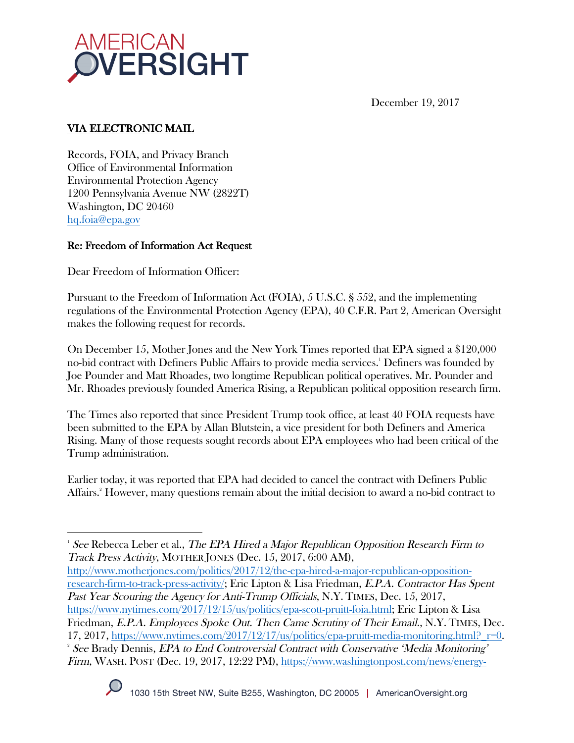AMERICAN OVERSIGHT

December 19, 2017

**VIA ELECTRONIC MAIL**

Records, FOIA, and Privacy Branch
Office of Environmental Information
Environmental Protection Agency
1200 Pennsylvania Avenue NW (2822T)
Washington, DC 20460
hq.foia@epa.gov

**Re: Freedom of Information Act Request**

Dear Freedom of Information Officer:

Pursuant to the Freedom of Information Act (FOIA), 5 U.S.C. § 552, and the implementing regulations of the Environmental Protection Agency (EPA), 40 C.F.R. Part 2, American Oversight makes the following request for records.

On December 15, Mother Jones and the New York Times reported that EPA signed a $120,000 no-bid contract with Definers Public Affairs to provide media services.[1] Definers was founded by Joe Pounder and Matt Rhoades, two longtime Republican political operatives. Mr. Pounder and Mr. Rhoades previously founded America Rising, a Republican political opposition research firm.

The Times also reported that since President Trump took office, at least 40 FOIA requests have been submitted to the EPA by Allan Blutstein, a vice president for both Definers and America Rising. Many of those requests sought records about EPA employees who had been critical of the Trump administration.

Earlier today, it was reported that EPA had decided to cancel the contract with Definers Public Affairs.[2] However, many questions remain about the initial decision to award a no-bid contract to

---

[1] *See* Rebecca Leber et al., *The EPA Hired a Major Republican Opposition Research Firm to Track Press Activity*, MOTHER JONES (Dec. 15, 2017, 6:00 AM), http://www.motherjones.com/politics/2017/12/the-epa-hired-a-major-republican-opposition-research-firm-to-track-press-activity/; Eric Lipton & Lisa Friedman, *E.P.A. Contractor Has Spent Past Year Scouring the Agency for Anti-Trump Officials*, N.Y. TIMES, Dec. 15, 2017, https://www.nytimes.com/2017/12/15/us/politics/epa-scott-pruitt-foia.html; Eric Lipton & Lisa Friedman, *E.P.A. Employees Spoke Out. Then Came Scrutiny of Their Email.*, N.Y. TIMES, Dec. 17, 2017, https://www.nytimes.com/2017/12/17/us/politics/epa-pruitt-media-monitoring.html?_r=0.

[2] *See* Brady Dennis, *EPA to End Controversial Contract with Conservative 'Media Monitoring' Firm*, WASH. POST (Dec. 19, 2017, 12:22 PM), https://www.washingtonpost.com/news/energy-

1030 15th Street NW, Suite B255, Washington, DC 20005 | AmericanOversight.org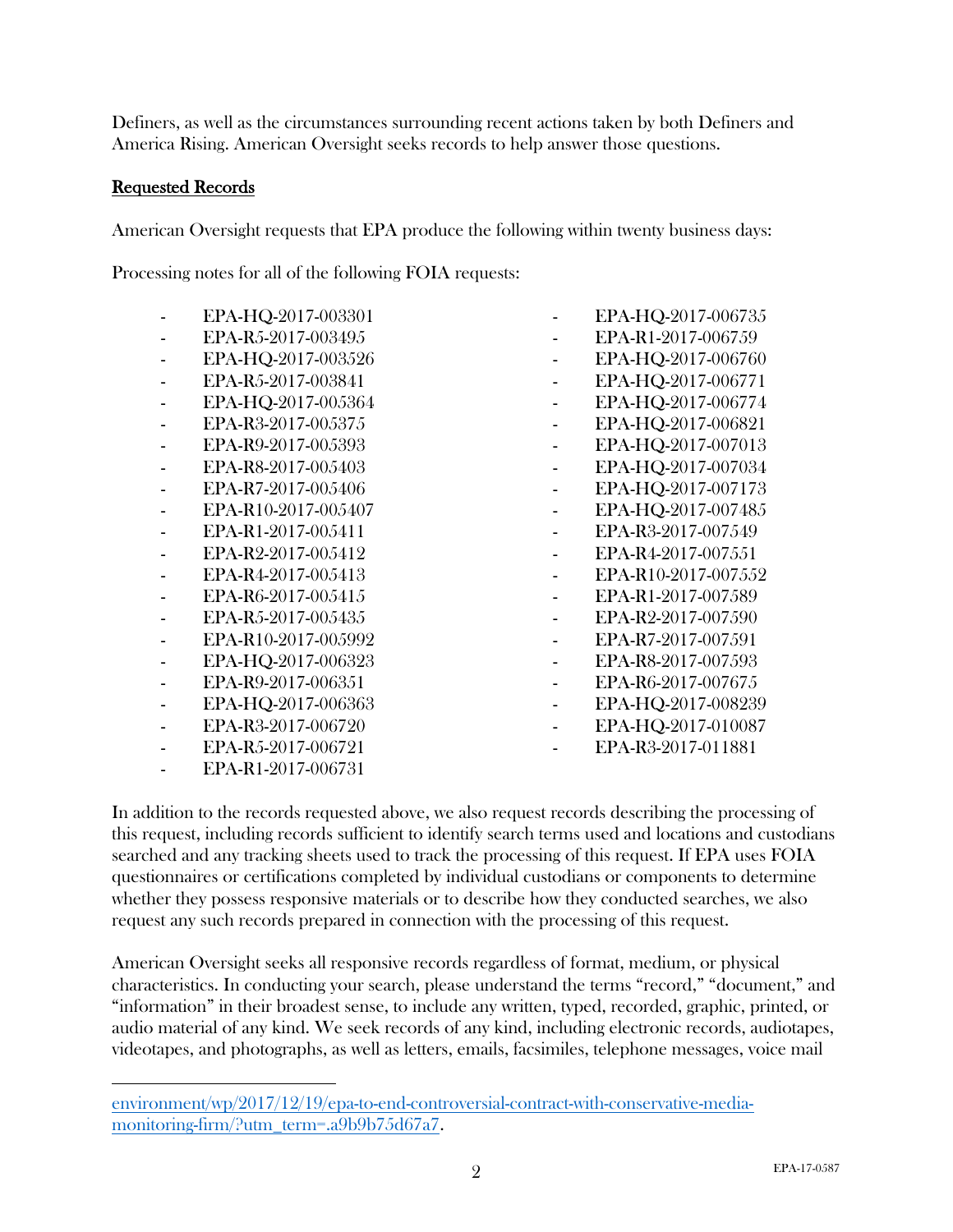Definers, as well as the circumstances surrounding recent actions taken by both Definers and America Rising. American Oversight seeks records to help answer those questions.

## Requested Records

American Oversight requests that EPA produce the following within twenty business days:

Processing notes for all of the following FOIA requests:

- EPA-HQ-2017-003301
- EPA-R5-2017-003495
- EPA-HQ-2017-003526
- EPA-R5-2017-003841
- EPA-HQ-2017-005364
- EPA-R3-2017-005375
- EPA-R9-2017-005393
- EPA-R8-2017-005403
- EPA-R7-2017-005406
- EPA-R10-2017-005407
- EPA-R1-2017-005411
- EPA-R2-2017-005412
- EPA-R4-2017-005413
- EPA-R6-2017-005415
- EPA-R5-2017-005435
- EPA-R10-2017-005992
- EPA-HQ-2017-006323
- EPA-R9-2017-006351
- EPA-HQ-2017-006363
- EPA-R3-2017-006720
- EPA-R5-2017-006721
- EPA-R1-2017-006731
- EPA-HQ-2017-006735
- EPA-R1-2017-006759
- EPA-HQ-2017-006760
- EPA-HQ-2017-006771
- EPA-HQ-2017-006774
- EPA-HQ-2017-006821
- EPA-HQ-2017-007013
- EPA-HQ-2017-007034
- EPA-HQ-2017-007173
- EPA-HQ-2017-007485
- EPA-R3-2017-007549
- EPA-R4-2017-007551
- EPA-R10-2017-007552
- EPA-R1-2017-007589
- EPA-R2-2017-007590
- EPA-R7-2017-007591
- EPA-R8-2017-007593
- EPA-R6-2017-007675
- EPA-HQ-2017-008239
- EPA-HQ-2017-010087
- EPA-R3-2017-011881

In addition to the records requested above, we also request records describing the processing of this request, including records sufficient to identify search terms used and locations and custodians searched and any tracking sheets used to track the processing of this request. If EPA uses FOIA questionnaires or certifications completed by individual custodians or components to determine whether they possess responsive materials or to describe how they conducted searches, we also request any such records prepared in connection with the processing of this request.

American Oversight seeks all responsive records regardless of format, medium, or physical characteristics. In conducting your search, please understand the terms "record," "document," and "information" in their broadest sense, to include any written, typed, recorded, graphic, printed, or audio material of any kind. We seek records of any kind, including electronic records, audiotapes, videotapes, and photographs, as well as letters, emails, facsimiles, telephone messages, voice mail

environment/wp/2017/12/19/epa-to-end-controversial-contract-with-conservative-media-monitoring-firm/?utm_term=.a9b9b75d67a7.

EPA-17-0587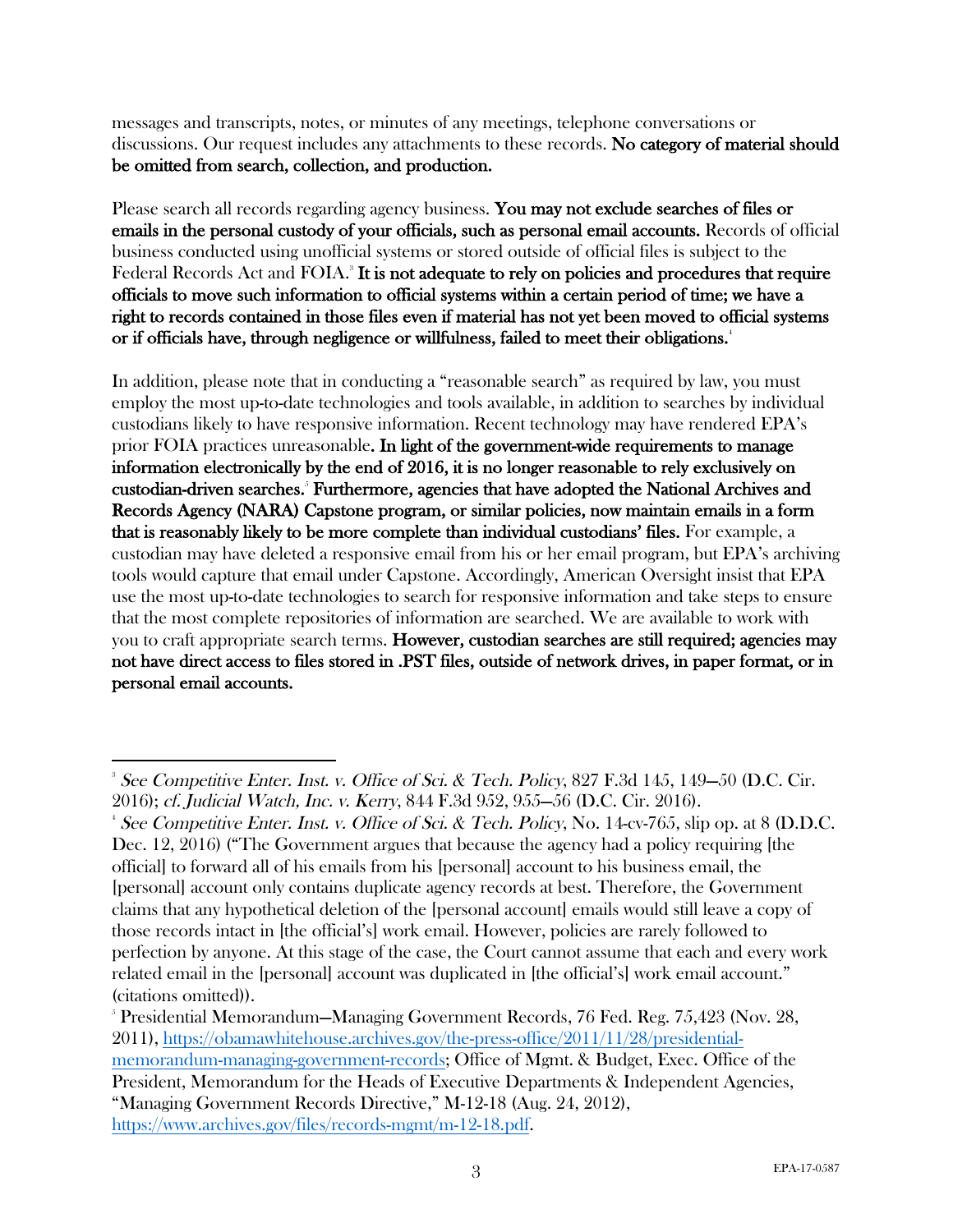messages and transcripts, notes, or minutes of any meetings, telephone conversations or discussions. Our request includes any attachments to these records. **No category of material should be omitted from search, collection, and production.**

Please search all records regarding agency business. **You may not exclude searches of files or emails in the personal custody of your officials, such as personal email accounts.** Records of official business conducted using unofficial systems or stored outside of official files is subject to the Federal Records Act and FOIA.[3] **It is not adequate to rely on policies and procedures that require officials to move such information to official systems within a certain period of time; we have a right to records contained in those files even if material has not yet been moved to official systems or if officials have, through negligence or willfulness, failed to meet their obligations.**[4]

In addition, please note that in conducting a "reasonable search" as required by law, you must employ the most up-to-date technologies and tools available, in addition to searches by individual custodians likely to have responsive information. Recent technology may have rendered EPA's prior FOIA practices unreasonable. **In light of the government-wide requirements to manage information electronically by the end of 2016, it is no longer reasonable to rely exclusively on custodian-driven searches.**[5] **Furthermore, agencies that have adopted the National Archives and Records Agency (NARA) Capstone program, or similar policies, now maintain emails in a form that is reasonably likely to be more complete than individual custodians' files.** For example, a custodian may have deleted a responsive email from his or her email program, but EPA's archiving tools would capture that email under Capstone. Accordingly, American Oversight insist that EPA use the most up-to-date technologies to search for responsive information and take steps to ensure that the most complete repositories of information are searched. We are available to work with you to craft appropriate search terms. **However, custodian searches are still required; agencies may not have direct access to files stored in .PST files, outside of network drives, in paper format, or in personal email accounts.**

---

[3] *See Competitive Enter. Inst. v. Office of Sci. & Tech. Policy*, 827 F.3d 145, 149–50 (D.C. Cir. 2016); *cf. Judicial Watch, Inc. v. Kerry*, 844 F.3d 952, 955–56 (D.C. Cir. 2016).

[4] *See Competitive Enter. Inst. v. Office of Sci. & Tech. Policy*, No. 14-cv-765, slip op. at 8 (D.D.C. Dec. 12, 2016) ("The Government argues that because the agency had a policy requiring [the official] to forward all of his emails from his [personal] account to his business email, the [personal] account only contains duplicate agency records at best. Therefore, the Government claims that any hypothetical deletion of the [personal account] emails would still leave a copy of those records intact in [the official's] work email. However, policies are rarely followed to perfection by anyone. At this stage of the case, the Court cannot assume that each and every work related email in the [personal] account was duplicated in [the official's] work email account." (citations omitted)).

[5] Presidential Memorandum—Managing Government Records, 76 Fed. Reg. 75,423 (Nov. 28, 2011), https://obamawhitehouse.archives.gov/the-press-office/2011/11/28/presidential-memorandum-managing-government-records; Office of Mgmt. & Budget, Exec. Office of the President, Memorandum for the Heads of Executive Departments & Independent Agencies, "Managing Government Records Directive," M-12-18 (Aug. 24, 2012), https://www.archives.gov/files/records-mgmt/m-12-18.pdf.

EPA-17-0587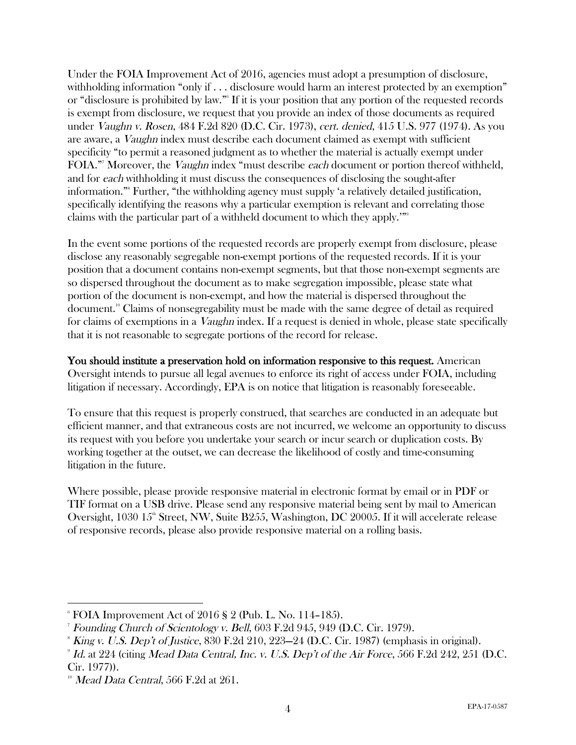Under the FOIA Improvement Act of 2016, agencies must adopt a presumption of disclosure, withholding information "only if . . . disclosure would harm an interest protected by an exemption" or "disclosure is prohibited by law."[6] If it is your position that any portion of the requested records is exempt from disclosure, we request that you provide an index of those documents as required under *Vaughn v. Rosen*, 484 F.2d 820 (D.C. Cir. 1973), *cert. denied*, 415 U.S. 977 (1974). As you are aware, a *Vaughn* index must describe each document claimed as exempt with sufficient specificity "to permit a reasoned judgment as to whether the material is actually exempt under FOIA."[7] Moreover, the *Vaughn* index "must describe *each* document or portion thereof withheld, and for *each* withholding it must discuss the consequences of disclosing the sought-after information."[8] Further, "the withholding agency must supply 'a relatively detailed justification, specifically identifying the reasons why a particular exemption is relevant and correlating those claims with the particular part of a withheld document to which they apply.'"[9]

In the event some portions of the requested records are properly exempt from disclosure, please disclose any reasonably segregable non-exempt portions of the requested records. If it is your position that a document contains non-exempt segments, but that those non-exempt segments are so dispersed throughout the document as to make segregation impossible, please state what portion of the document is non-exempt, and how the material is dispersed throughout the document.[10] Claims of nonsegregability must be made with the same degree of detail as required for claims of exemptions in a *Vaughn* index. If a request is denied in whole, please state specifically that it is not reasonable to segregate portions of the record for release.

**You should institute a preservation hold on information responsive to this request.** American Oversight intends to pursue all legal avenues to enforce its right of access under FOIA, including litigation if necessary. Accordingly, EPA is on notice that litigation is reasonably foreseeable.

To ensure that this request is properly construed, that searches are conducted in an adequate but efficient manner, and that extraneous costs are not incurred, we welcome an opportunity to discuss its request with you before you undertake your search or incur search or duplication costs. By working together at the outset, we can decrease the likelihood of costly and time-consuming litigation in the future.

Where possible, please provide responsive material in electronic format by email or in PDF or TIF format on a USB drive. Please send any responsive material being sent by mail to American Oversight, 1030 15th Street, NW, Suite B255, Washington, DC 20005. If it will accelerate release of responsive records, please also provide responsive material on a rolling basis.

---

[6] FOIA Improvement Act of 2016 § 2 (Pub. L. No. 114–185).

[7] *Founding Church of Scientology v. Bell*, 603 F.2d 945, 949 (D.C. Cir. 1979).

[8] *King v. U.S. Dep't of Justice*, 830 F.2d 210, 223–24 (D.C. Cir. 1987) (emphasis in original).

[9] *Id.* at 224 (citing *Mead Data Central, Inc. v. U.S. Dep't of the Air Force*, 566 F.2d 242, 251 (D.C. Cir. 1977)).

[10] *Mead Data Central*, 566 F.2d at 261.

EPA-17-0587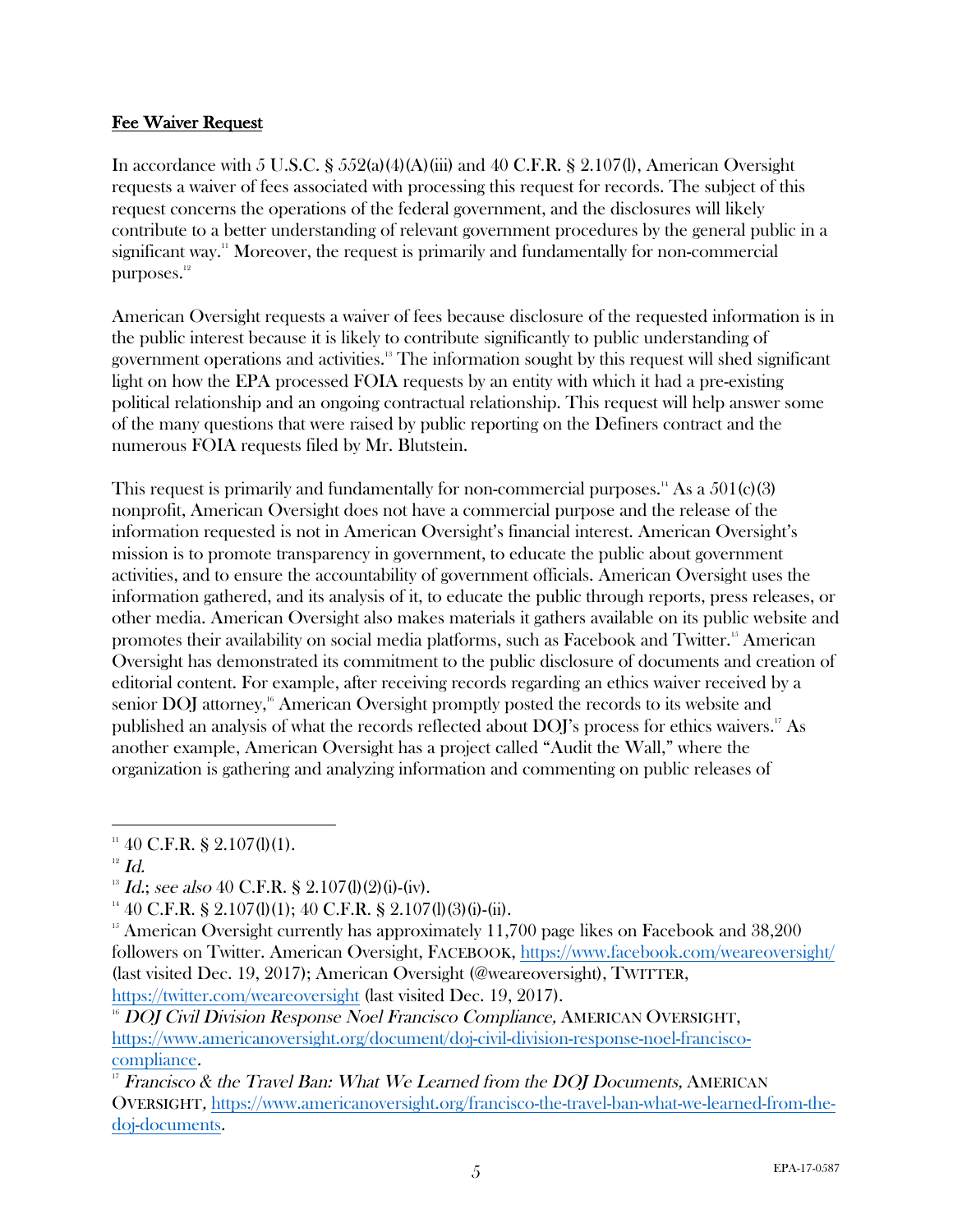**Fee Waiver Request**

In accordance with 5 U.S.C. § 552(a)(4)(A)(iii) and 40 C.F.R. § 2.107(l), American Oversight requests a waiver of fees associated with processing this request for records. The subject of this request concerns the operations of the federal government, and the disclosures will likely contribute to a better understanding of relevant government procedures by the general public in a significant way.[11] Moreover, the request is primarily and fundamentally for non-commercial purposes.[12]

American Oversight requests a waiver of fees because disclosure of the requested information is in the public interest because it is likely to contribute significantly to public understanding of government operations and activities.[13] The information sought by this request will shed significant light on how the EPA processed FOIA requests by an entity with which it had a pre-existing political relationship and an ongoing contractual relationship. This request will help answer some of the many questions that were raised by public reporting on the Definers contract and the numerous FOIA requests filed by Mr. Blutstein.

This request is primarily and fundamentally for non-commercial purposes.[14] As a 501(c)(3) nonprofit, American Oversight does not have a commercial purpose and the release of the information requested is not in American Oversight's financial interest. American Oversight's mission is to promote transparency in government, to educate the public about government activities, and to ensure the accountability of government officials. American Oversight uses the information gathered, and its analysis of it, to educate the public through reports, press releases, or other media. American Oversight also makes materials it gathers available on its public website and promotes their availability on social media platforms, such as Facebook and Twitter.[15] American Oversight has demonstrated its commitment to the public disclosure of documents and creation of editorial content. For example, after receiving records regarding an ethics waiver received by a senior DOJ attorney,[16] American Oversight promptly posted the records to its website and published an analysis of what the records reflected about DOJ's process for ethics waivers.[17] As another example, American Oversight has a project called "Audit the Wall," where the organization is gathering and analyzing information and commenting on public releases of

---

[11] 40 C.F.R. § 2.107(l)(1).

[12] *Id.*

[13] *Id.*; *see also* 40 C.F.R. § 2.107(l)(2)(i)-(iv).

[14] 40 C.F.R. § 2.107(l)(1); 40 C.F.R. § 2.107(l)(3)(i)-(ii).

[15] American Oversight currently has approximately 11,700 page likes on Facebook and 38,200 followers on Twitter. American Oversight, FACEBOOK, https://www.facebook.com/weareoversight/ (last visited Dec. 19, 2017); American Oversight (@weareoversight), TWITTER, https://twitter.com/weareoversight (last visited Dec. 19, 2017).

[16] *DOJ Civil Division Response Noel Francisco Compliance*, AMERICAN OVERSIGHT, https://www.americanoversight.org/document/doj-civil-division-response-noel-francisco-compliance.

[17] *Francisco & the Travel Ban: What We Learned from the DOJ Documents*, AMERICAN OVERSIGHT, https://www.americanoversight.org/francisco-the-travel-ban-what-we-learned-from-the-doj-documents.

EPA-17-0587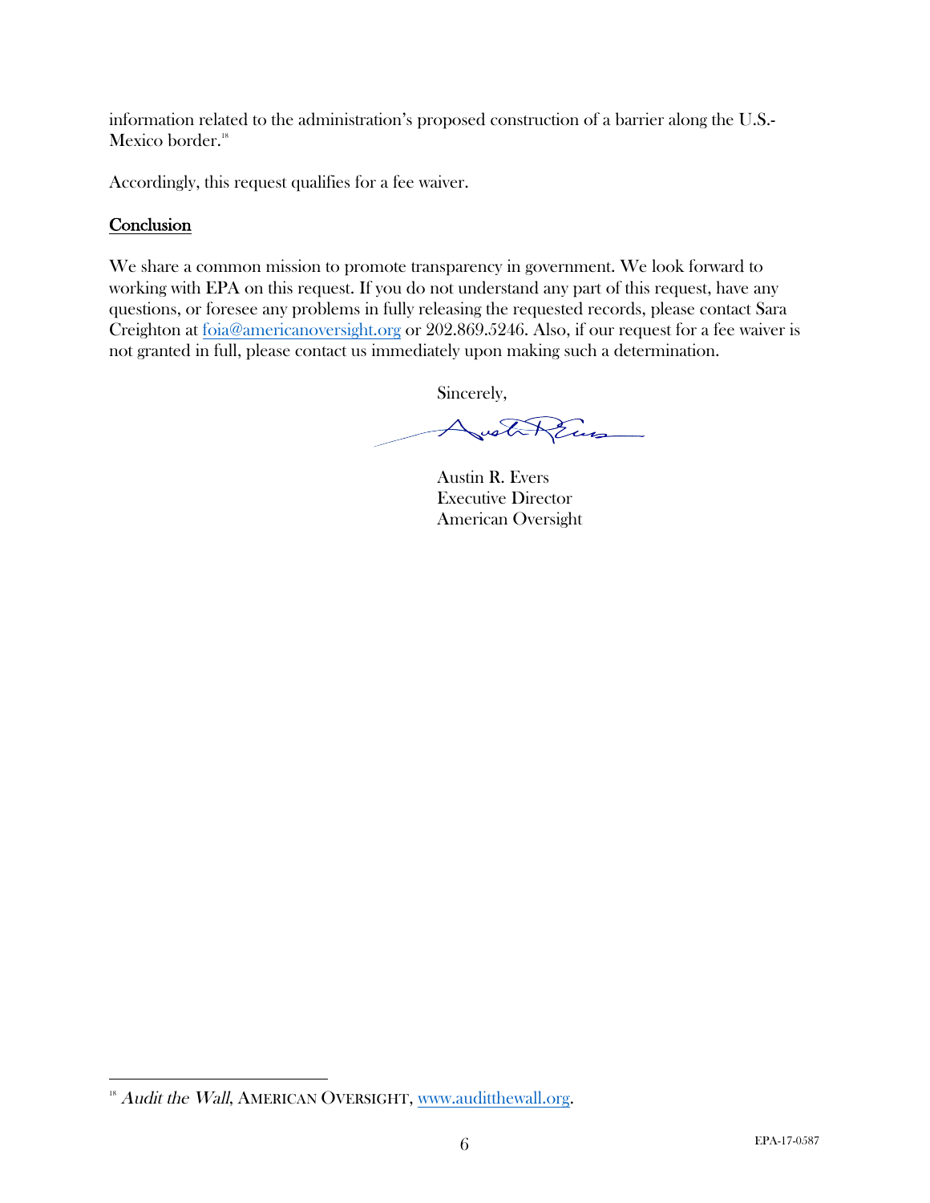information related to the administration's proposed construction of a barrier along the U.S.-Mexico border.[18]

Accordingly, this request qualifies for a fee waiver.

## Conclusion

We share a common mission to promote transparency in government. We look forward to working with EPA on this request. If you do not understand any part of this request, have any questions, or foresee any problems in fully releasing the requested records, please contact Sara Creighton at foia@americanoversight.org or 202.869.5246. Also, if our request for a fee waiver is not granted in full, please contact us immediately upon making such a determination.

Sincerely,

Austin R. Evers
Executive Director
American Oversight

---

[18] *Audit the Wall*, AMERICAN OVERSIGHT, www.auditthewall.org.

EPA-17-0587